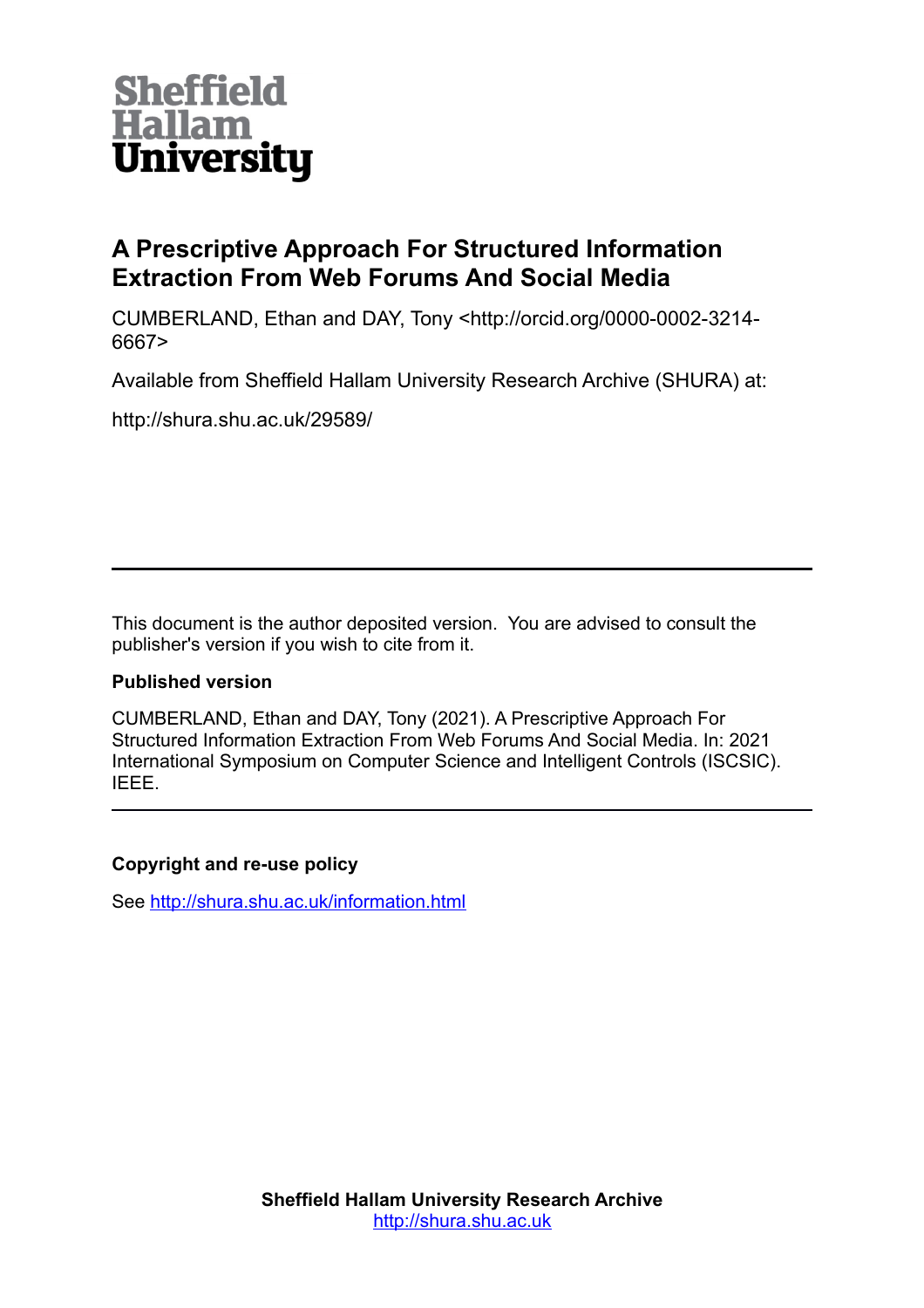Sheffield Hallam University

# A Prescriptive Approach For Structured Information Extraction From Web Forums And Social Media

CUMBERLAND, Ethan and DAY, Tony <http://orcid.org/0000-0002-3214-6667>

Available from Sheffield Hallam University Research Archive (SHURA) at:

http://shura.shu.ac.uk/29589/

---

This document is the author deposited version. You are advised to consult the publisher's version if you wish to cite from it.

### Published version

CUMBERLAND, Ethan and DAY, Tony (2021). A Prescriptive Approach For Structured Information Extraction From Web Forums And Social Media. In: 2021 International Symposium on Computer Science and Intelligent Controls (ISCSIC). IEEE.

---

### Copyright and re-use policy

See http://shura.shu.ac.uk/information.html

**Sheffield Hallam University Research Archive**
http://shura.shu.ac.uk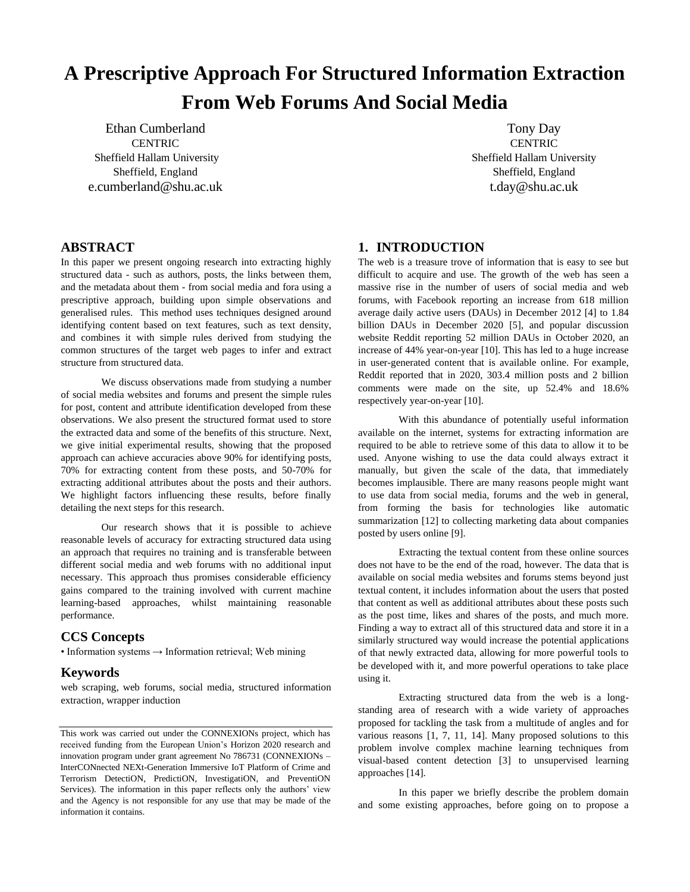# A Prescriptive Approach For Structured Information Extraction From Web Forums And Social Media

Ethan Cumberland
CENTRIC
Sheffield Hallam University
Sheffield, England
e.cumberland@shu.ac.uk

Tony Day
CENTRIC
Sheffield Hallam University
Sheffield, England
t.day@shu.ac.uk

## ABSTRACT

In this paper we present ongoing research into extracting highly structured data - such as authors, posts, the links between them, and the metadata about them - from social media and fora using a prescriptive approach, building upon simple observations and generalised rules. This method uses techniques designed around identifying content based on text features, such as text density, and combines it with simple rules derived from studying the common structures of the target web pages to infer and extract structure from structured data.

We discuss observations made from studying a number of social media websites and forums and present the simple rules for post, content and attribute identification developed from these observations. We also present the structured format used to store the extracted data and some of the benefits of this structure. Next, we give initial experimental results, showing that the proposed approach can achieve accuracies above 90% for identifying posts, 70% for extracting content from these posts, and 50-70% for extracting additional attributes about the posts and their authors. We highlight factors influencing these results, before finally detailing the next steps for this research.

Our research shows that it is possible to achieve reasonable levels of accuracy for extracting structured data using an approach that requires no training and is transferable between different social media and web forums with no additional input necessary. This approach thus promises considerable efficiency gains compared to the training involved with current machine learning-based approaches, whilst maintaining reasonable performance.

## CCS Concepts

• Information systems → Information retrieval; Web mining

## Keywords

web scraping, web forums, social media, structured information extraction, wrapper induction

This work was carried out under the CONNEXIONs project, which has received funding from the European Union's Horizon 2020 research and innovation program under grant agreement No 786731 (CONNEXIONs – InterCONnected NEXt-Generation Immersive IoT Platform of Crime and Terrorism DetectiON, PredictiON, InvestigatiON, and PreventiON Services). The information in this paper reflects only the authors' view and the Agency is not responsible for any use that may be made of the information it contains.

## 1. INTRODUCTION

The web is a treasure trove of information that is easy to see but difficult to acquire and use. The growth of the web has seen a massive rise in the number of users of social media and web forums, with Facebook reporting an increase from 618 million average daily active users (DAUs) in December 2012 [4] to 1.84 billion DAUs in December 2020 [5], and popular discussion website Reddit reporting 52 million DAUs in October 2020, an increase of 44% year-on-year [10]. This has led to a huge increase in user-generated content that is available online. For example, Reddit reported that in 2020, 303.4 million posts and 2 billion comments were made on the site, up 52.4% and 18.6% respectively year-on-year [10].

With this abundance of potentially useful information available on the internet, systems for extracting information are required to be able to retrieve some of this data to allow it to be used. Anyone wishing to use the data could always extract it manually, but given the scale of the data, that immediately becomes implausible. There are many reasons people might want to use data from social media, forums and the web in general, from forming the basis for technologies like automatic summarization [12] to collecting marketing data about companies posted by users online [9].

Extracting the textual content from these online sources does not have to be the end of the road, however. The data that is available on social media websites and forums stems beyond just textual content, it includes information about the users that posted that content as well as additional attributes about these posts such as the post time, likes and shares of the posts, and much more. Finding a way to extract all of this structured data and store it in a similarly structured way would increase the potential applications of that newly extracted data, allowing for more powerful tools to be developed with it, and more powerful operations to take place using it.

Extracting structured data from the web is a long-standing area of research with a wide variety of approaches proposed for tackling the task from a multitude of angles and for various reasons [1, 7, 11, 14]. Many proposed solutions to this problem involve complex machine learning techniques from visual-based content detection [3] to unsupervised learning approaches [14].

In this paper we briefly describe the problem domain and some existing approaches, before going on to propose a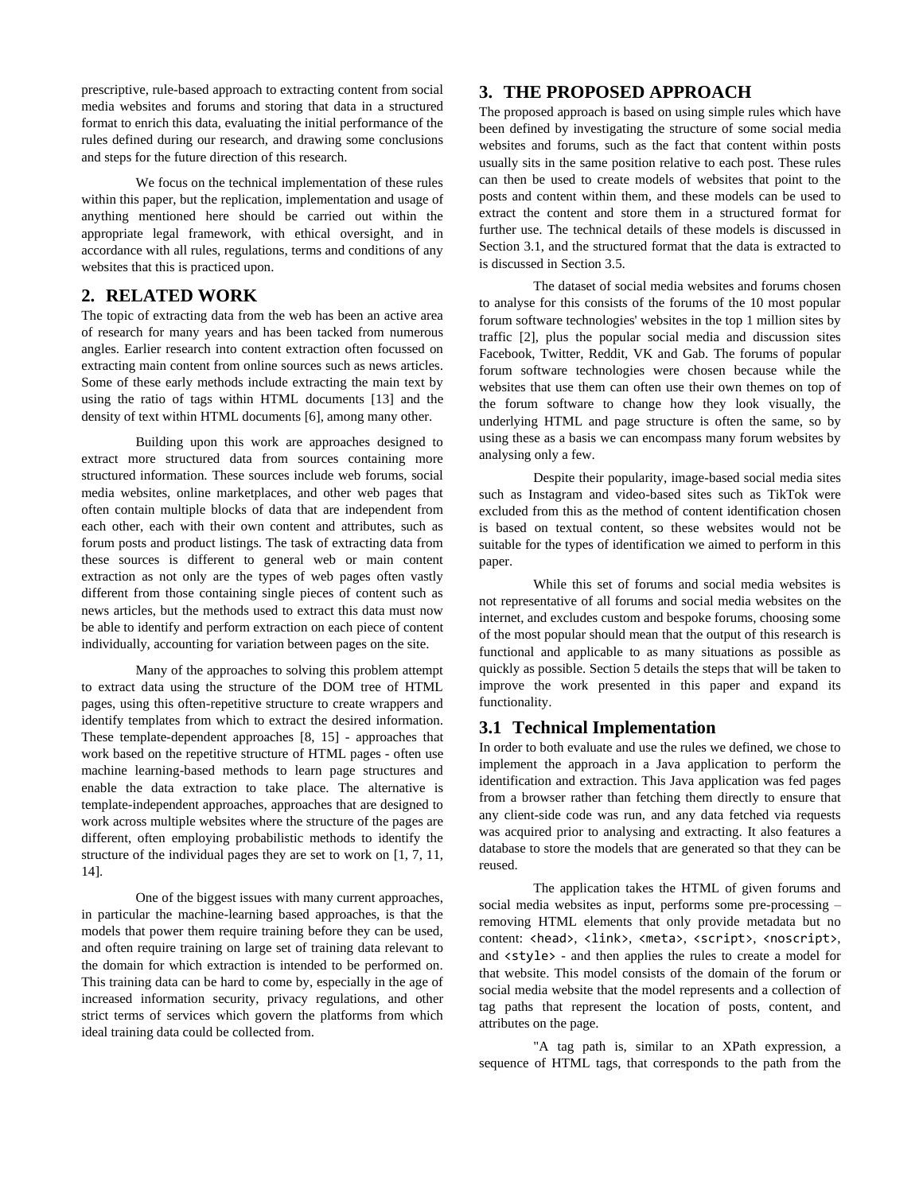prescriptive, rule-based approach to extracting content from social media websites and forums and storing that data in a structured format to enrich this data, evaluating the initial performance of the rules defined during our research, and drawing some conclusions and steps for the future direction of this research.

We focus on the technical implementation of these rules within this paper, but the replication, implementation and usage of anything mentioned here should be carried out within the appropriate legal framework, with ethical oversight, and in accordance with all rules, regulations, terms and conditions of any websites that this is practiced upon.

## 2. RELATED WORK

The topic of extracting data from the web has been an active area of research for many years and has been tacked from numerous angles. Earlier research into content extraction often focussed on extracting main content from online sources such as news articles. Some of these early methods include extracting the main text by using the ratio of tags within HTML documents [13] and the density of text within HTML documents [6], among many other.

Building upon this work are approaches designed to extract more structured data from sources containing more structured information. These sources include web forums, social media websites, online marketplaces, and other web pages that often contain multiple blocks of data that are independent from each other, each with their own content and attributes, such as forum posts and product listings. The task of extracting data from these sources is different to general web or main content extraction as not only are the types of web pages often vastly different from those containing single pieces of content such as news articles, but the methods used to extract this data must now be able to identify and perform extraction on each piece of content individually, accounting for variation between pages on the site.

Many of the approaches to solving this problem attempt to extract data using the structure of the DOM tree of HTML pages, using this often-repetitive structure to create wrappers and identify templates from which to extract the desired information. These template-dependent approaches [8, 15] - approaches that work based on the repetitive structure of HTML pages - often use machine learning-based methods to learn page structures and enable the data extraction to take place. The alternative is template-independent approaches, approaches that are designed to work across multiple websites where the structure of the pages are different, often employing probabilistic methods to identify the structure of the individual pages they are set to work on [1, 7, 11, 14].

One of the biggest issues with many current approaches, in particular the machine-learning based approaches, is that the models that power them require training before they can be used, and often require training on large set of training data relevant to the domain for which extraction is intended to be performed on. This training data can be hard to come by, especially in the age of increased information security, privacy regulations, and other strict terms of services which govern the platforms from which ideal training data could be collected from.

## 3. THE PROPOSED APPROACH

The proposed approach is based on using simple rules which have been defined by investigating the structure of some social media websites and forums, such as the fact that content within posts usually sits in the same position relative to each post. These rules can then be used to create models of websites that point to the posts and content within them, and these models can be used to extract the content and store them in a structured format for further use. The technical details of these models is discussed in Section 3.1, and the structured format that the data is extracted to is discussed in Section 3.5.

The dataset of social media websites and forums chosen to analyse for this consists of the forums of the 10 most popular forum software technologies' websites in the top 1 million sites by traffic [2], plus the popular social media and discussion sites Facebook, Twitter, Reddit, VK and Gab. The forums of popular forum software technologies were chosen because while the websites that use them can often use their own themes on top of the forum software to change how they look visually, the underlying HTML and page structure is often the same, so by using these as a basis we can encompass many forum websites by analysing only a few.

Despite their popularity, image-based social media sites such as Instagram and video-based sites such as TikTok were excluded from this as the method of content identification chosen is based on textual content, so these websites would not be suitable for the types of identification we aimed to perform in this paper.

While this set of forums and social media websites is not representative of all forums and social media websites on the internet, and excludes custom and bespoke forums, choosing some of the most popular should mean that the output of this research is functional and applicable to as many situations as possible as quickly as possible. Section 5 details the steps that will be taken to improve the work presented in this paper and expand its functionality.

### 3.1 Technical Implementation

In order to both evaluate and use the rules we defined, we chose to implement the approach in a Java application to perform the identification and extraction. This Java application was fed pages from a browser rather than fetching them directly to ensure that any client-side code was run, and any data fetched via requests was acquired prior to analysing and extracting. It also features a database to store the models that are generated so that they can be reused.

The application takes the HTML of given forums and social media websites as input, performs some pre-processing – removing HTML elements that only provide metadata but no content: `<head>`, `<link>`, `<meta>`, `<script>`, `<noscript>`, and `<style>` - and then applies the rules to create a model for that website. This model consists of the domain of the forum or social media website that the model represents and a collection of tag paths that represent the location of posts, content, and attributes on the page.

"A tag path is, similar to an XPath expression, a sequence of HTML tags, that corresponds to the path from the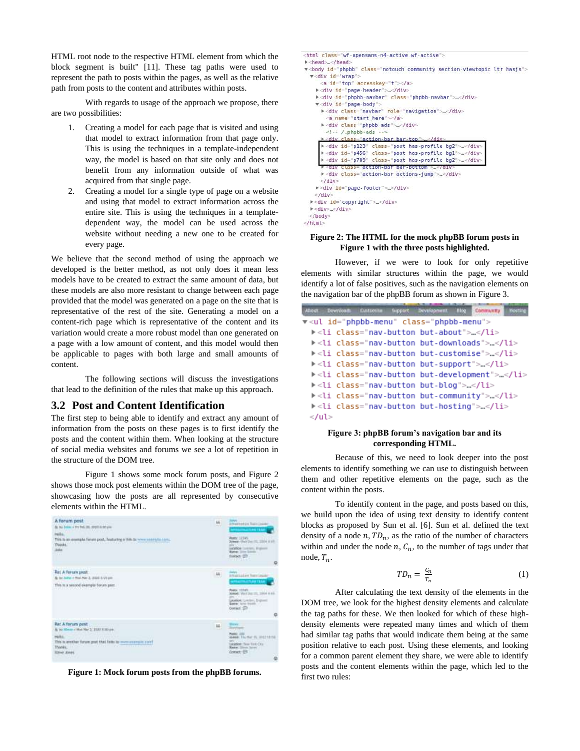HTML root node to the respective HTML element from which the block segment is built" [11]. These tag paths were used to represent the path to posts within the pages, as well as the relative path from posts to the content and attributes within posts.

With regards to usage of the approach we propose, there are two possibilities:

1. Creating a model for each page that is visited and using that model to extract information from that page only. This is using the techniques in a template-independent way, the model is based on that site only and does not benefit from any information outside of what was acquired from that single page.
2. Creating a model for a single type of page on a website and using that model to extract information across the entire site. This is using the techniques in a template-dependent way, the model can be used across the website without needing a new one to be created for every page.

We believe that the second method of using the approach we developed is the better method, as not only does it mean less models have to be created to extract the same amount of data, but these models are also more resistant to change between each page provided that the model was generated on a page on the site that is representative of the rest of the site. Generating a model on a content-rich page which is representative of the content and its variation would create a more robust model than one generated on a page with a low amount of content, and this model would then be applicable to pages with both large and small amounts of content.

The following sections will discuss the investigations that lead to the definition of the rules that make up this approach.

## 3.2 Post and Content Identification

The first step to being able to identify and extract any amount of information from the posts on these pages is to first identify the posts and the content within them. When looking at the structure of social media websites and forums we see a lot of repetition in the structure of the DOM tree.

Figure 1 shows some mock forum posts, and Figure 2 shows those mock post elements within the DOM tree of the page, showcasing how the posts are all represented by consecutive elements within the HTML.

**Figure 1: Mock forum posts from the phpBB forums.**

**Figure 2: The HTML for the mock phpBB forum posts in Figure 1 with the three posts highlighted.**

However, if we were to look for only repetitive elements with similar structures within the page, we would identify a lot of false positives, such as the navigation elements on the navigation bar of the phpBB forum as shown in Figure 3.

**Figure 3: phpBB forum's navigation bar and its corresponding HTML.**

Because of this, we need to look deeper into the post elements to identify something we can use to distinguish between them and other repetitive elements on the page, such as the content within the posts.

To identify content in the page, and posts based on this, we build upon the idea of using text density to identify content blocks as proposed by Sun et al. [6]. Sun et al. defined the text density of a node $n$, $TD_n$, as the ratio of the number of characters within and under the node $n$, $C_n$, to the number of tags under that node, $T_n$.

$$TD_n = \frac{C_n}{T_n} \qquad (1)$$

After calculating the text density of the elements in the DOM tree, we look for the highest density elements and calculate the tag paths for these. We then looked for which of these high-density elements were repeated many times and which of them had similar tag paths that would indicate them being at the same position relative to each post. Using these elements, and looking for a common parent element they share, we were able to identify posts and the content elements within the page, which led to the first two rules: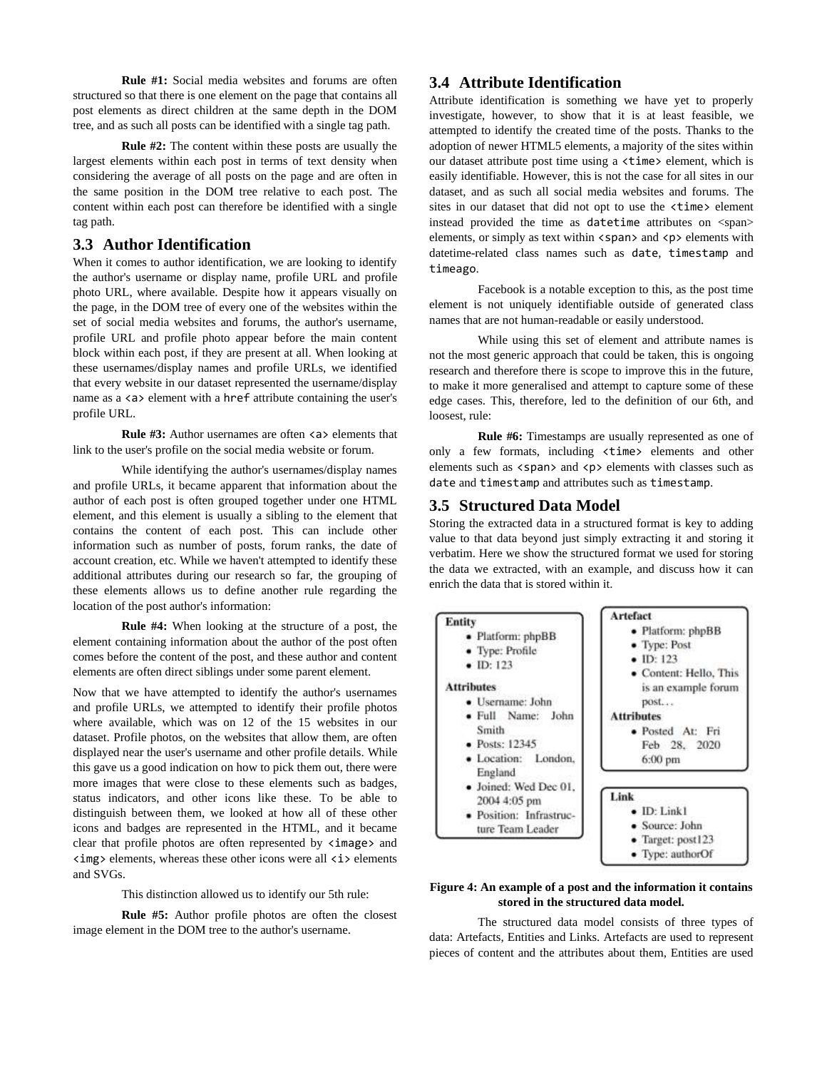**Rule #1:** Social media websites and forums are often structured so that there is one element on the page that contains all post elements as direct children at the same depth in the DOM tree, and as such all posts can be identified with a single tag path.

**Rule #2:** The content within these posts are usually the largest elements within each post in terms of text density when considering the average of all posts on the page and are often in the same position in the DOM tree relative to each post. The content within each post can therefore be identified with a single tag path.

### 3.3 Author Identification

When it comes to author identification, we are looking to identify the author's username or display name, profile URL and profile photo URL, where available. Despite how it appears visually on the page, in the DOM tree of every one of the websites within the set of social media websites and forums, the author's username, profile URL and profile photo appear before the main content block within each post, if they are present at all. When looking at these usernames/display names and profile URLs, we identified that every website in our dataset represented the username/display name as a `<a>` element with a `href` attribute containing the user's profile URL.

**Rule #3:** Author usernames are often `<a>` elements that link to the user's profile on the social media website or forum.

While identifying the author's usernames/display names and profile URLs, it became apparent that information about the author of each post is often grouped together under one HTML element, and this element is usually a sibling to the element that contains the content of each post. This can include other information such as number of posts, forum ranks, the date of account creation, etc. While we haven't attempted to identify these additional attributes during our research so far, the grouping of these elements allows us to define another rule regarding the location of the post author's information:

**Rule #4:** When looking at the structure of a post, the element containing information about the author of the post often comes before the content of the post, and these author and content elements are often direct siblings under some parent element.

Now that we have attempted to identify the author's usernames and profile URLs, we attempted to identify their profile photos where available, which was on 12 of the 15 websites in our dataset. Profile photos, on the websites that allow them, are often displayed near the user's username and other profile details. While this gave us a good indication on how to pick them out, there were more images that were close to these elements such as badges, status indicators, and other icons like these. To be able to distinguish between them, we looked at how all of these other icons and badges are represented in the HTML, and it became clear that profile photos are often represented by `<image>` and `<img>` elements, whereas these other icons were all `<i>` elements and SVGs.

This distinction allowed us to identify our 5th rule:

**Rule #5:** Author profile photos are often the closest image element in the DOM tree to the author's username.

### 3.4 Attribute Identification

Attribute identification is something we have yet to properly investigate, however, to show that it is at least feasible, we attempted to identify the created time of the posts. Thanks to the adoption of newer HTML5 elements, a majority of the sites within our dataset attribute post time using a `<time>` element, which is easily identifiable. However, this is not the case for all sites in our dataset, and as such all social media websites and forums. The sites in our dataset that did not opt to use the `<time>` element instead provided the time as `datetime` attributes on <span> elements, or simply as text within `<span>` and `<p>` elements with datetime-related class names such as `date`, `timestamp` and `timeago`.

Facebook is a notable exception to this, as the post time element is not uniquely identifiable outside of generated class names that are not human-readable or easily understood.

While using this set of element and attribute names is not the most generic approach that could be taken, this is ongoing research and therefore there is scope to improve this in the future, to make it more generalised and attempt to capture some of these edge cases. This, therefore, led to the definition of our 6th, and loosest, rule:

**Rule #6:** Timestamps are usually represented as one of only a few formats, including `<time>` elements and other elements such as `<span>` and `<p>` elements with classes such as `date` and `timestamp` and attributes such as `timestamp`.

### 3.5 Structured Data Model

Storing the extracted data in a structured format is key to adding value to that data beyond just simply extracting it and storing it verbatim. Here we show the structured format we used for storing the data we extracted, with an example, and discuss how it can enrich the data that is stored within it.

**Entity**
- Platform: phpBB
- Type: Profile
- ID: 123

**Attributes**
- Username: John
- Full Name: John Smith
- Posts: 12345
- Location: London, England
- Joined: Wed Dec 01, 2004 4:05 pm
- Position: Infrastructure Team Leader

**Artefact**
- Platform: phpBB
- Type: Post
- ID: 123
- Content: Hello, This is an example forum post...

**Attributes**
- Posted At: Fri Feb 28, 2020 6:00 pm

**Link**
- ID: Link1
- Source: John
- Target: post123
- Type: authorOf

**Figure 4: An example of a post and the information it contains stored in the structured data model.**

The structured data model consists of three types of data: Artefacts, Entities and Links. Artefacts are used to represent pieces of content and the attributes about them, Entities are used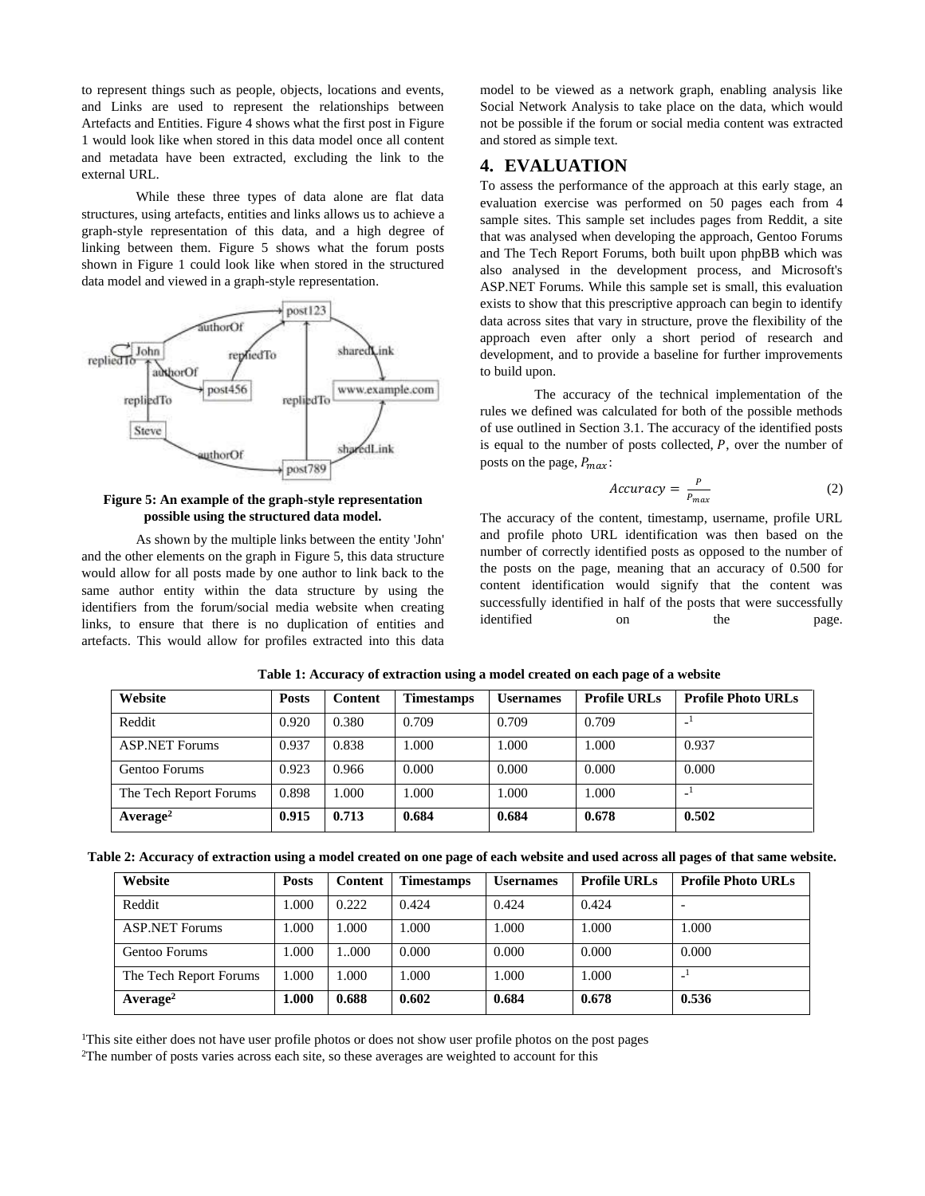to represent things such as people, objects, locations and events, and Links are used to represent the relationships between Artefacts and Entities. Figure 4 shows what the first post in Figure 1 would look like when stored in this data model once all content and metadata have been extracted, excluding the link to the external URL.

While these three types of data alone are flat data structures, using artefacts, entities and links allows us to achieve a graph-style representation of this data, and a high degree of linking between them. Figure 5 shows what the forum posts shown in Figure 1 could look like when stored in the structured data model and viewed in a graph-style representation.

**Figure 5: An example of the graph-style representation possible using the structured data model.**

As shown by the multiple links between the entity 'John' and the other elements on the graph in Figure 5, this data structure would allow for all posts made by one author to link back to the same author entity within the data structure by using the identifiers from the forum/social media website when creating links, to ensure that there is no duplication of entities and artefacts. This would allow for profiles extracted into this data model to be viewed as a network graph, enabling analysis like Social Network Analysis to take place on the data, which would not be possible if the forum or social media content was extracted and stored as simple text.

## 4. EVALUATION

To assess the performance of the approach at this early stage, an evaluation exercise was performed on 50 pages each from 4 sample sites. This sample set includes pages from Reddit, a site that was analysed when developing the approach, Gentoo Forums and The Tech Report Forums, both built upon phpBB which was also analysed in the development process, and Microsoft's ASP.NET Forums. While this sample set is small, this evaluation exists to show that this prescriptive approach can begin to identify data across sites that vary in structure, prove the flexibility of the approach even after only a short period of research and development, and to provide a baseline for further improvements to build upon.

The accuracy of the technical implementation of the rules we defined was calculated for both of the possible methods of use outlined in Section 3.1. The accuracy of the identified posts is equal to the number of posts collected, $P$, over the number of posts on the page, $P_{max}$:

$$Accuracy = \frac{P}{P_{max}} \tag{2}$$

The accuracy of the content, timestamp, username, profile URL and profile photo URL identification was then based on the number of correctly identified posts as opposed to the number of the posts on the page, meaning that an accuracy of 0.500 for content identification would signify that the content was successfully identified in half of the posts that were successfully identified on the page.

**Table 1: Accuracy of extraction using a model created on each page of a website**

| Website | Posts | Content | Timestamps | Usernames | Profile URLs | Profile Photo URLs |
|---|---|---|---|---|---|---|
| Reddit | 0.920 | 0.380 | 0.709 | 0.709 | 0.709 | -[1] |
| ASP.NET Forums | 0.937 | 0.838 | 1.000 | 1.000 | 1.000 | 0.937 |
| Gentoo Forums | 0.923 | 0.966 | 0.000 | 0.000 | 0.000 | 0.000 |
| The Tech Report Forums | 0.898 | 1.000 | 1.000 | 1.000 | 1.000 | -[1] |
| **Average[2]** | **0.915** | **0.713** | **0.684** | **0.684** | **0.678** | **0.502** |

**Table 2: Accuracy of extraction using a model created on one page of each website and used across all pages of that same website.**

| Website | Posts | Content | Timestamps | Usernames | Profile URLs | Profile Photo URLs |
|---|---|---|---|---|---|---|
| Reddit | 1.000 | 0.222 | 0.424 | 0.424 | 0.424 | - |
| ASP.NET Forums | 1.000 | 1.000 | 1.000 | 1.000 | 1.000 | 1.000 |
| Gentoo Forums | 1.000 | 1..000 | 0.000 | 0.000 | 0.000 | 0.000 |
| The Tech Report Forums | 1.000 | 1.000 | 1.000 | 1.000 | 1.000 | -[1] |
| **Average[2]** | **1.000** | **0.688** | **0.602** | **0.684** | **0.678** | **0.536** |

[1]This site either does not have user profile photos or does not show user profile photos on the post pages

[2]The number of posts varies across each site, so these averages are weighted to account for this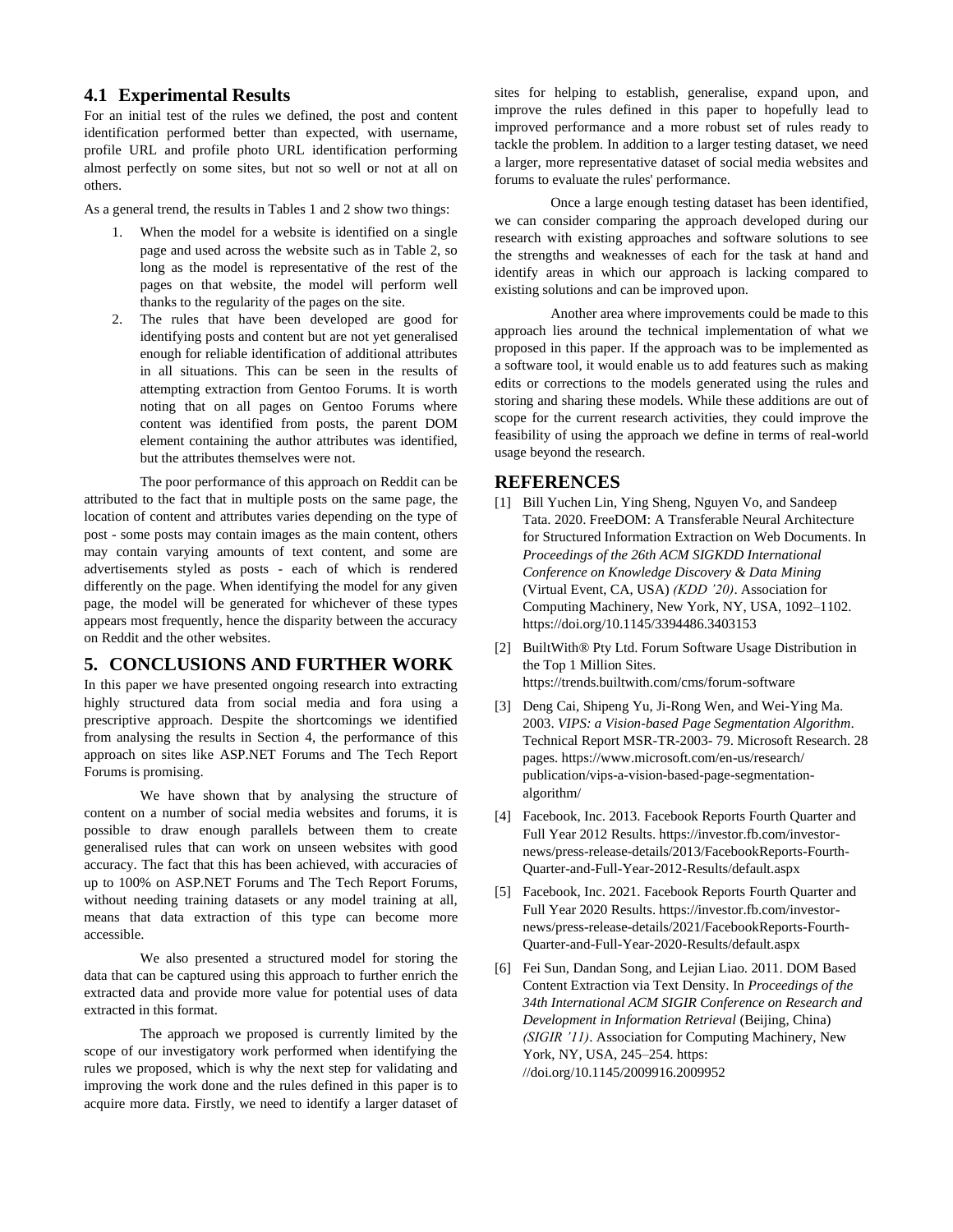## 4.1 Experimental Results

For an initial test of the rules we defined, the post and content identification performed better than expected, with username, profile URL and profile photo URL identification performing almost perfectly on some sites, but not so well or not at all on others.

As a general trend, the results in Tables 1 and 2 show two things:

1. When the model for a website is identified on a single page and used across the website such as in Table 2, so long as the model is representative of the rest of the pages on that website, the model will perform well thanks to the regularity of the pages on the site.
2. The rules that have been developed are good for identifying posts and content but are not yet generalised enough for reliable identification of additional attributes in all situations. This can be seen in the results of attempting extraction from Gentoo Forums. It is worth noting that on all pages on Gentoo Forums where content was identified from posts, the parent DOM element containing the author attributes was identified, but the attributes themselves were not.

The poor performance of this approach on Reddit can be attributed to the fact that in multiple posts on the same page, the location of content and attributes varies depending on the type of post - some posts may contain images as the main content, others may contain varying amounts of text content, and some are advertisements styled as posts - each of which is rendered differently on the page. When identifying the model for any given page, the model will be generated for whichever of these types appears most frequently, hence the disparity between the accuracy on Reddit and the other websites.

# 5. CONCLUSIONS AND FURTHER WORK

In this paper we have presented ongoing research into extracting highly structured data from social media and fora using a prescriptive approach. Despite the shortcomings we identified from analysing the results in Section 4, the performance of this approach on sites like ASP.NET Forums and The Tech Report Forums is promising.

We have shown that by analysing the structure of content on a number of social media websites and forums, it is possible to draw enough parallels between them to create generalised rules that can work on unseen websites with good accuracy. The fact that this has been achieved, with accuracies of up to 100% on ASP.NET Forums and The Tech Report Forums, without needing training datasets or any model training at all, means that data extraction of this type can become more accessible.

We also presented a structured model for storing the data that can be captured using this approach to further enrich the extracted data and provide more value for potential uses of data extracted in this format.

The approach we proposed is currently limited by the scope of our investigatory work performed when identifying the rules we proposed, which is why the next step for validating and improving the work done and the rules defined in this paper is to acquire more data. Firstly, we need to identify a larger dataset of sites for helping to establish, generalise, expand upon, and improve the rules defined in this paper to hopefully lead to improved performance and a more robust set of rules ready to tackle the problem. In addition to a larger testing dataset, we need a larger, more representative dataset of social media websites and forums to evaluate the rules' performance.

Once a large enough testing dataset has been identified, we can consider comparing the approach developed during our research with existing approaches and software solutions to see the strengths and weaknesses of each for the task at hand and identify areas in which our approach is lacking compared to existing solutions and can be improved upon.

Another area where improvements could be made to this approach lies around the technical implementation of what we proposed in this paper. If the approach was to be implemented as a software tool, it would enable us to add features such as making edits or corrections to the models generated using the rules and storing and sharing these models. While these additions are out of scope for the current research activities, they could improve the feasibility of using the approach we define in terms of real-world usage beyond the research.

# REFERENCES

[1] Bill Yuchen Lin, Ying Sheng, Nguyen Vo, and Sandeep Tata. 2020. FreeDOM: A Transferable Neural Architecture for Structured Information Extraction on Web Documents. In *Proceedings of the 26th ACM SIGKDD International Conference on Knowledge Discovery & Data Mining* (Virtual Event, CA, USA) *(KDD '20)*. Association for Computing Machinery, New York, NY, USA, 1092–1102. https://doi.org/10.1145/3394486.3403153

[2] BuiltWith® Pty Ltd. Forum Software Usage Distribution in the Top 1 Million Sites. https://trends.builtwith.com/cms/forum-software

[3] Deng Cai, Shipeng Yu, Ji-Rong Wen, and Wei-Ying Ma. 2003. *VIPS: a Vision-based Page Segmentation Algorithm*. Technical Report MSR-TR-2003- 79. Microsoft Research. 28 pages. https://www.microsoft.com/en-us/research/publication/vips-a-vision-based-page-segmentation-algorithm/

[4] Facebook, Inc. 2013. Facebook Reports Fourth Quarter and Full Year 2012 Results. https://investor.fb.com/investor-news/press-release-details/2013/FacebookReports-Fourth-Quarter-and-Full-Year-2012-Results/default.aspx

[5] Facebook, Inc. 2021. Facebook Reports Fourth Quarter and Full Year 2020 Results. https://investor.fb.com/investor-news/press-release-details/2021/Facebook-Reports-Fourth-Quarter-and-Full-Year-2020-Results/default.aspx

[6] Fei Sun, Dandan Song, and Lejian Liao. 2011. DOM Based Content Extraction via Text Density. In *Proceedings of the 34th International ACM SIGIR Conference on Research and Development in Information Retrieval* (Beijing, China) *(SIGIR '11)*. Association for Computing Machinery, New York, NY, USA, 245–254. https://doi.org/10.1145/2009916.2009952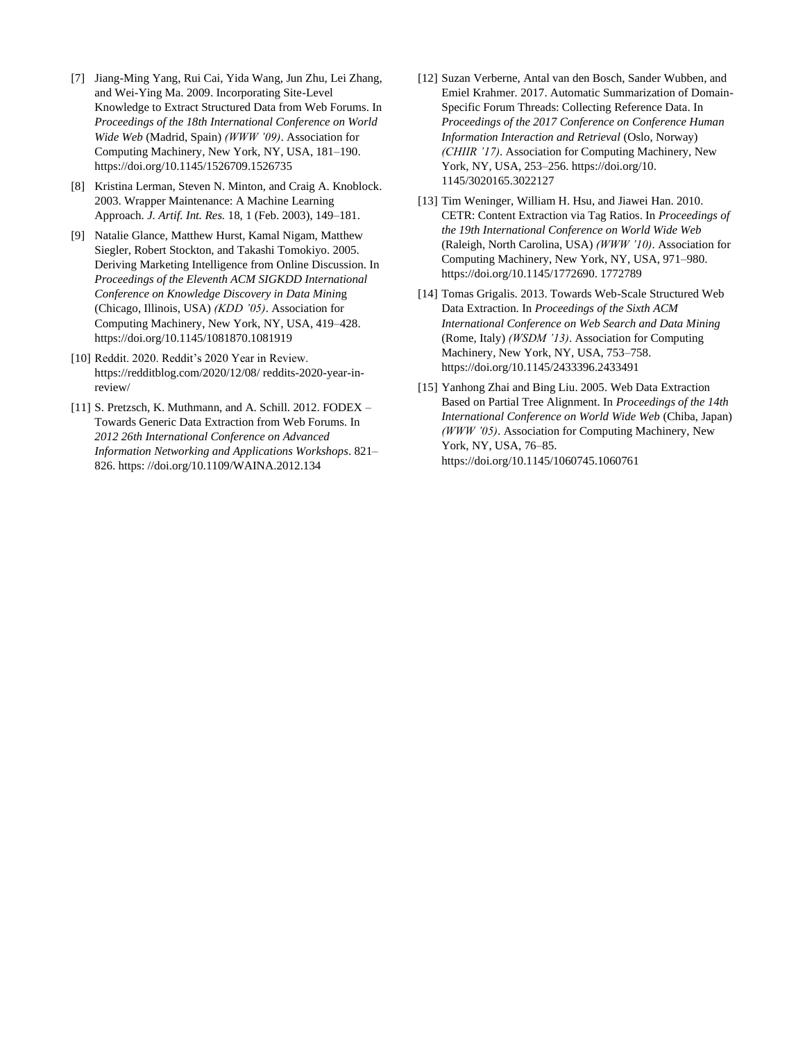[7] Jiang-Ming Yang, Rui Cai, Yida Wang, Jun Zhu, Lei Zhang, and Wei-Ying Ma. 2009. Incorporating Site-Level Knowledge to Extract Structured Data from Web Forums. In *Proceedings of the 18th International Conference on World Wide Web* (Madrid, Spain) *(WWW '09)*. Association for Computing Machinery, New York, NY, USA, 181–190. https://doi.org/10.1145/1526709.1526735

[8] Kristina Lerman, Steven N. Minton, and Craig A. Knoblock. 2003. Wrapper Maintenance: A Machine Learning Approach. *J. Artif. Int. Res.* 18, 1 (Feb. 2003), 149–181.

[9] Natalie Glance, Matthew Hurst, Kamal Nigam, Matthew Siegler, Robert Stockton, and Takashi Tomokiyo. 2005. Deriving Marketing Intelligence from Online Discussion. In *Proceedings of the Eleventh ACM SIGKDD International Conference on Knowledge Discovery in Data Minin*g (Chicago, Illinois, USA) *(KDD '05)*. Association for Computing Machinery, New York, NY, USA, 419–428. https://doi.org/10.1145/1081870.1081919

[10] Reddit. 2020. Reddit's 2020 Year in Review. https://redditblog.com/2020/12/08/ reddits-2020-year-in-review/

[11] S. Pretzsch, K. Muthmann, and A. Schill. 2012. FODEX – Towards Generic Data Extraction from Web Forums. In *2012 26th International Conference on Advanced Information Networking and Applications Workshops*. 821–826. https: //doi.org/10.1109/WAINA.2012.134

[12] Suzan Verberne, Antal van den Bosch, Sander Wubben, and Emiel Krahmer. 2017. Automatic Summarization of Domain-Specific Forum Threads: Collecting Reference Data. In *Proceedings of the 2017 Conference on Conference Human Information Interaction and Retrieval* (Oslo, Norway) *(CHIIR '17)*. Association for Computing Machinery, New York, NY, USA, 253–256. https://doi.org/10. 1145/3020165.3022127

[13] Tim Weninger, William H. Hsu, and Jiawei Han. 2010. CETR: Content Extraction via Tag Ratios. In *Proceedings of the 19th International Conference on World Wide Web* (Raleigh, North Carolina, USA) *(WWW '10)*. Association for Computing Machinery, New York, NY, USA, 971–980. https://doi.org/10.1145/1772690. 1772789

[14] Tomas Grigalis. 2013. Towards Web-Scale Structured Web Data Extraction. In *Proceedings of the Sixth ACM International Conference on Web Search and Data Mining* (Rome, Italy) *(WSDM '13)*. Association for Computing Machinery, New York, NY, USA, 753–758. https://doi.org/10.1145/2433396.2433491

[15] Yanhong Zhai and Bing Liu. 2005. Web Data Extraction Based on Partial Tree Alignment. In *Proceedings of the 14th International Conference on World Wide Web* (Chiba, Japan) *(WWW '05)*. Association for Computing Machinery, New York, NY, USA, 76–85. https://doi.org/10.1145/1060745.1060761